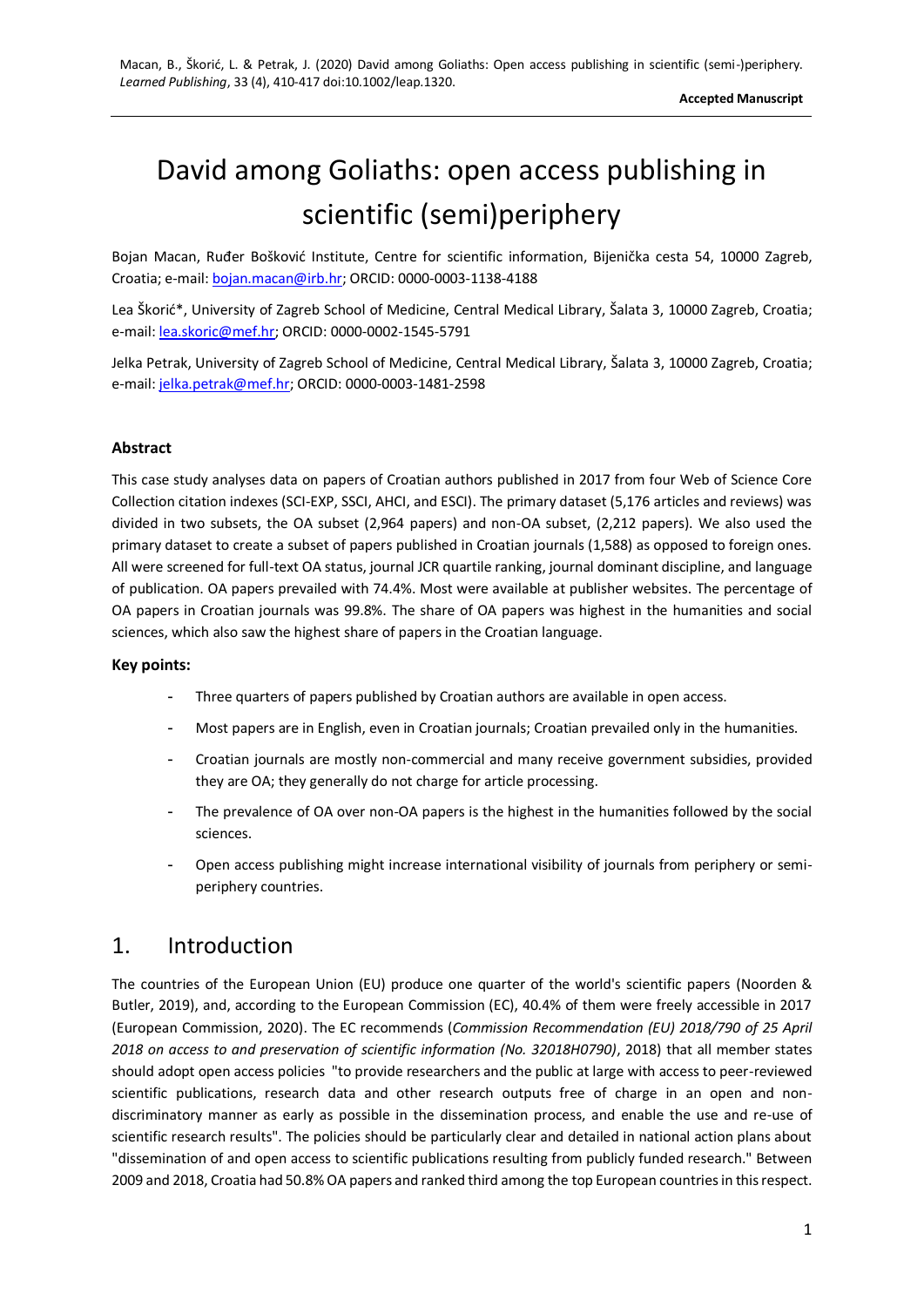# David among Goliaths: open access publishing in scientific (semi)periphery

Bojan Macan, Ruđer Bošković Institute, Centre for scientific information, Bijenička cesta 54, 10000 Zagreb, Croatia; e-mail: bojan.macan@irb.hr; ORCID: 0000-0003-1138-4188

Lea Škorić*, University of Zagreb School of Medicine, Central Medical Library, Šalata 3, 10000 Zagreb, Croatia; e-mail: lea.skoric@mef.hr; ORCID: 0000-0002-1545-5791

Jelka Petrak, University of Zagreb School of Medicine, Central Medical Library, Šalata 3, 10000 Zagreb, Croatia; e-mail: jelka.petrak@mef.hr; ORCID: 0000-0003-1481-2598

**Abstract**

This case study analyses data on papers of Croatian authors published in 2017 from four Web of Science Core Collection citation indexes (SCI-EXP, SSCI, AHCI, and ESCI). The primary dataset (5,176 articles and reviews) was divided in two subsets, the OA subset (2,964 papers) and non-OA subset, (2,212 papers). We also used the primary dataset to create a subset of papers published in Croatian journals (1,588) as opposed to foreign ones. All were screened for full-text OA status, journal JCR quartile ranking, journal dominant discipline, and language of publication. OA papers prevailed with 74.4%. Most were available at publisher websites. The percentage of OA papers in Croatian journals was 99.8%. The share of OA papers was highest in the humanities and social sciences, which also saw the highest share of papers in the Croatian language.

**Key points:**

- Three quarters of papers published by Croatian authors are available in open access.
- Most papers are in English, even in Croatian journals; Croatian prevailed only in the humanities.
- Croatian journals are mostly non-commercial and many receive government subsidies, provided they are OA; they generally do not charge for article processing.
- The prevalence of OA over non-OA papers is the highest in the humanities followed by the social sciences.
- Open access publishing might increase international visibility of journals from periphery or semi-periphery countries.

## 1. Introduction

The countries of the European Union (EU) produce one quarter of the world's scientific papers (Noorden & Butler, 2019), and, according to the European Commission (EC), 40.4% of them were freely accessible in 2017 (European Commission, 2020). The EC recommends (*Commission Recommendation (EU) 2018/790 of 25 April 2018 on access to and preservation of scientific information (No. 32018H0790)*, 2018) that all member states should adopt open access policies "to provide researchers and the public at large with access to peer-reviewed scientific publications, research data and other research outputs free of charge in an open and non-discriminatory manner as early as possible in the dissemination process, and enable the use and re-use of scientific research results". The policies should be particularly clear and detailed in national action plans about "dissemination of and open access to scientific publications resulting from publicly funded research." Between 2009 and 2018, Croatia had 50.8% OA papers and ranked third among the top European countries in this respect.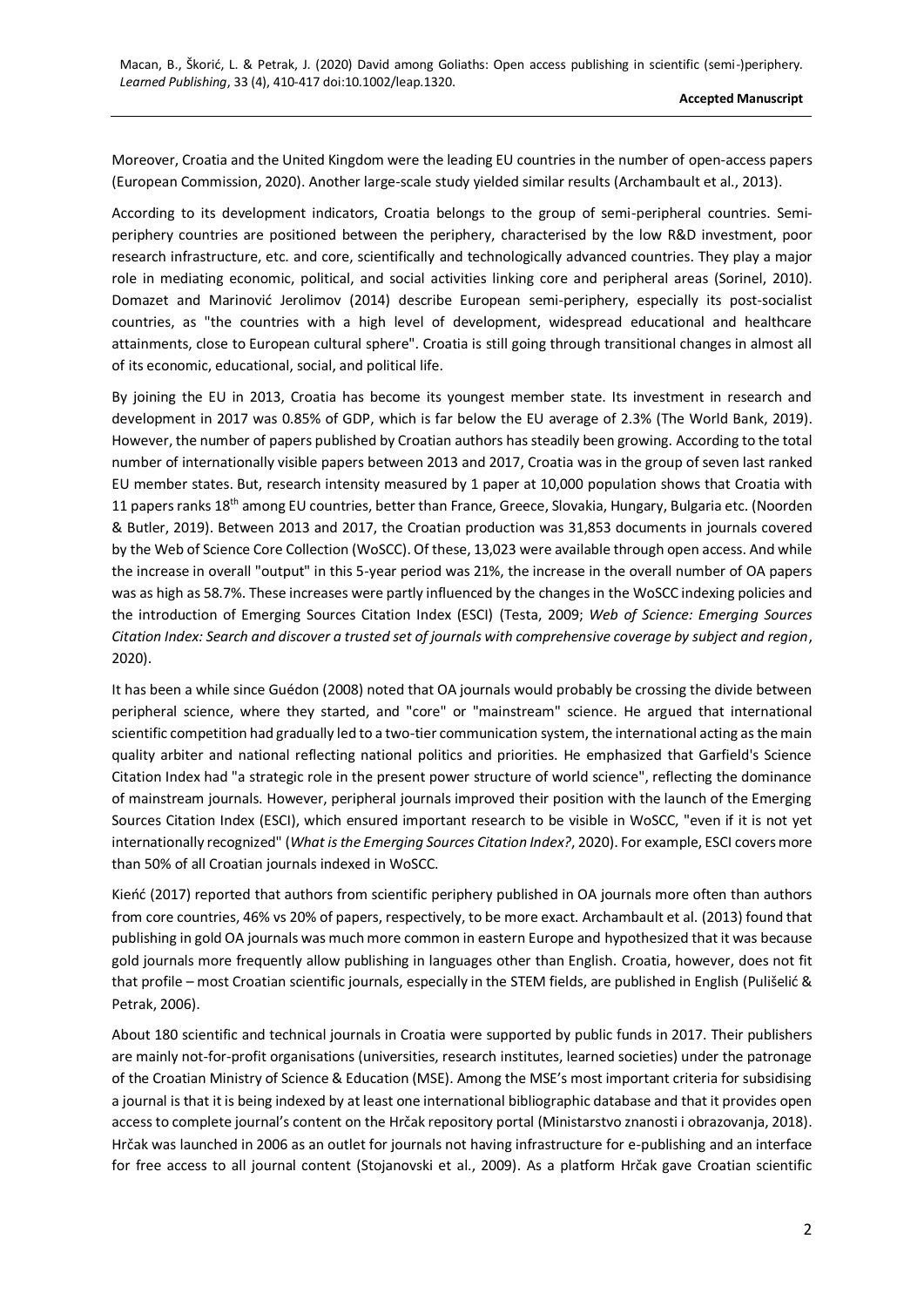Moreover, Croatia and the United Kingdom were the leading EU countries in the number of open-access papers (European Commission, 2020). Another large-scale study yielded similar results (Archambault et al., 2013).

According to its development indicators, Croatia belongs to the group of semi-peripheral countries. Semi-periphery countries are positioned between the periphery, characterised by the low R&D investment, poor research infrastructure, etc. and core, scientifically and technologically advanced countries. They play a major role in mediating economic, political, and social activities linking core and peripheral areas (Sorinel, 2010). Domazet and Marinović Jerolimov (2014) describe European semi-periphery, especially its post-socialist countries, as "the countries with a high level of development, widespread educational and healthcare attainments, close to European cultural sphere". Croatia is still going through transitional changes in almost all of its economic, educational, social, and political life.

By joining the EU in 2013, Croatia has become its youngest member state. Its investment in research and development in 2017 was 0.85% of GDP, which is far below the EU average of 2.3% (The World Bank, 2019). However, the number of papers published by Croatian authors has steadily been growing. According to the total number of internationally visible papers between 2013 and 2017, Croatia was in the group of seven last ranked EU member states. But, research intensity measured by 1 paper at 10,000 population shows that Croatia with 11 papers ranks 18th among EU countries, better than France, Greece, Slovakia, Hungary, Bulgaria etc. (Noorden & Butler, 2019). Between 2013 and 2017, the Croatian production was 31,853 documents in journals covered by the Web of Science Core Collection (WoSCC). Of these, 13,023 were available through open access. And while the increase in overall "output" in this 5-year period was 21%, the increase in the overall number of OA papers was as high as 58.7%. These increases were partly influenced by the changes in the WoSCC indexing policies and the introduction of Emerging Sources Citation Index (ESCI) (Testa, 2009; *Web of Science: Emerging Sources Citation Index: Search and discover a trusted set of journals with comprehensive coverage by subject and region*, 2020).

It has been a while since Guédon (2008) noted that OA journals would probably be crossing the divide between peripheral science, where they started, and "core" or "mainstream" science. He argued that international scientific competition had gradually led to a two-tier communication system, the international acting as the main quality arbiter and national reflecting national politics and priorities. He emphasized that Garfield's Science Citation Index had "a strategic role in the present power structure of world science", reflecting the dominance of mainstream journals. However, peripheral journals improved their position with the launch of the Emerging Sources Citation Index (ESCI), which ensured important research to be visible in WoSCC, "even if it is not yet internationally recognized" (*What is the Emerging Sources Citation Index?*, 2020). For example, ESCI covers more than 50% of all Croatian journals indexed in WoSCC.

Kieńć (2017) reported that authors from scientific periphery published in OA journals more often than authors from core countries, 46% vs 20% of papers, respectively, to be more exact. Archambault et al. (2013) found that publishing in gold OA journals was much more common in eastern Europe and hypothesized that it was because gold journals more frequently allow publishing in languages other than English. Croatia, however, does not fit that profile – most Croatian scientific journals, especially in the STEM fields, are published in English (Pulišelić & Petrak, 2006).

About 180 scientific and technical journals in Croatia were supported by public funds in 2017. Their publishers are mainly not-for-profit organisations (universities, research institutes, learned societies) under the patronage of the Croatian Ministry of Science & Education (MSE). Among the MSE's most important criteria for subsidising a journal is that it is being indexed by at least one international bibliographic database and that it provides open access to complete journal's content on the Hrčak repository portal (Ministarstvo znanosti i obrazovanja, 2018). Hrčak was launched in 2006 as an outlet for journals not having infrastructure for e-publishing and an interface for free access to all journal content (Stojanovski et al., 2009). As a platform Hrčak gave Croatian scientific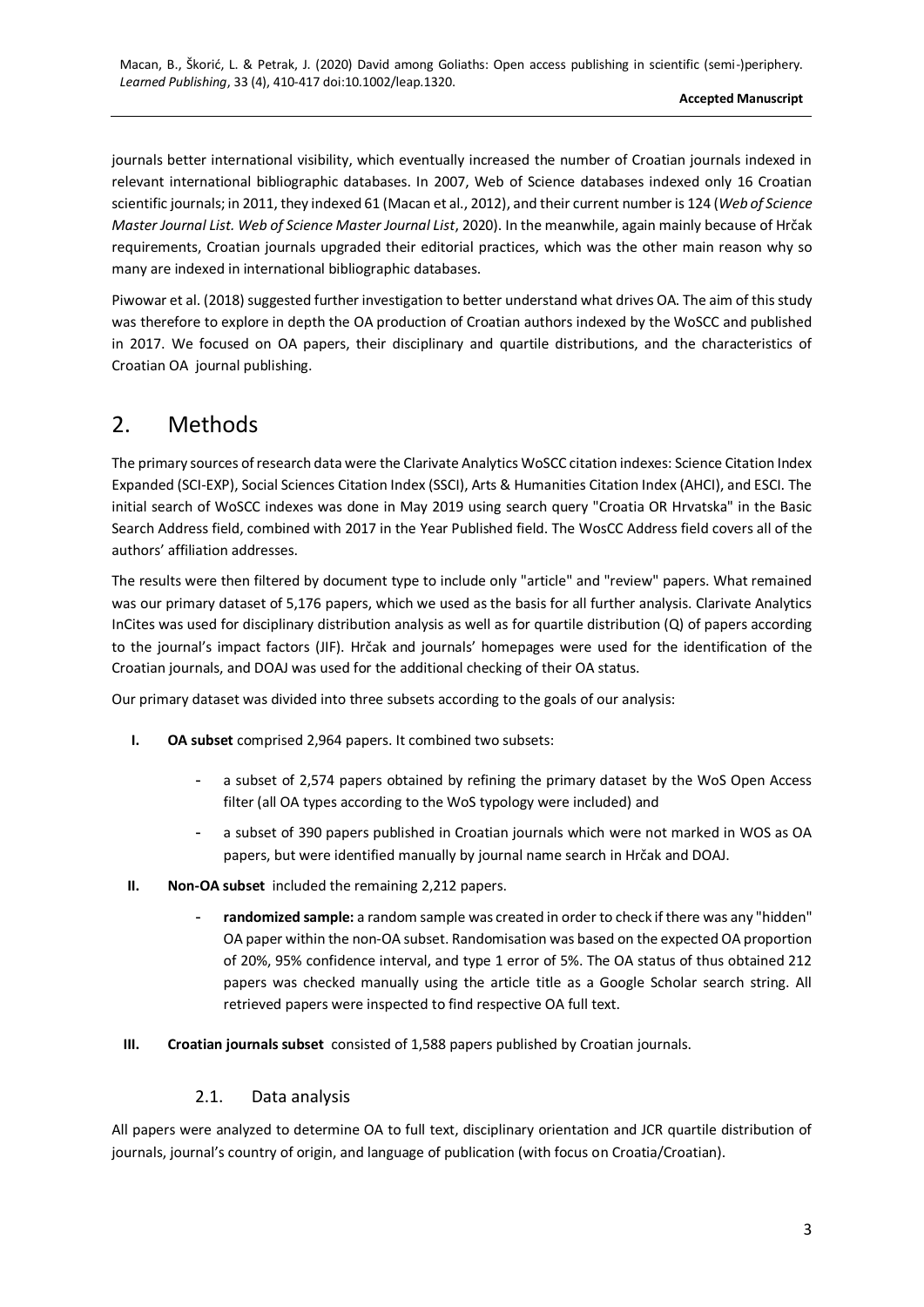journals better international visibility, which eventually increased the number of Croatian journals indexed in relevant international bibliographic databases. In 2007, Web of Science databases indexed only 16 Croatian scientific journals; in 2011, they indexed 61 (Macan et al., 2012), and their current number is 124 (*Web of Science Master Journal List. Web of Science Master Journal List*, 2020). In the meanwhile, again mainly because of Hrčak requirements, Croatian journals upgraded their editorial practices, which was the other main reason why so many are indexed in international bibliographic databases.

Piwowar et al. (2018) suggested further investigation to better understand what drives OA. The aim of this study was therefore to explore in depth the OA production of Croatian authors indexed by the WoSCC and published in 2017. We focused on OA papers, their disciplinary and quartile distributions, and the characteristics of Croatian OA journal publishing.

# 2. Methods

The primary sources of research data were the Clarivate Analytics WoSCC citation indexes: Science Citation Index Expanded (SCI-EXP), Social Sciences Citation Index (SSCI), Arts & Humanities Citation Index (AHCI), and ESCI. The initial search of WoSCC indexes was done in May 2019 using search query "Croatia OR Hrvatska" in the Basic Search Address field, combined with 2017 in the Year Published field. The WosCC Address field covers all of the authors' affiliation addresses.

The results were then filtered by document type to include only "article" and "review" papers. What remained was our primary dataset of 5,176 papers, which we used as the basis for all further analysis. Clarivate Analytics InCites was used for disciplinary distribution analysis as well as for quartile distribution (Q) of papers according to the journal's impact factors (JIF). Hrčak and journals' homepages were used for the identification of the Croatian journals, and DOAJ was used for the additional checking of their OA status.

Our primary dataset was divided into three subsets according to the goals of our analysis:

- **I. OA subset** comprised 2,964 papers. It combined two subsets:
  - a subset of 2,574 papers obtained by refining the primary dataset by the WoS Open Access filter (all OA types according to the WoS typology were included) and
  - a subset of 390 papers published in Croatian journals which were not marked in WOS as OA papers, but were identified manually by journal name search in Hrčak and DOAJ.
- **II. Non-OA subset** included the remaining 2,212 papers.
  - **randomized sample:** a random sample was created in order to check if there was any "hidden" OA paper within the non-OA subset. Randomisation was based on the expected OA proportion of 20%, 95% confidence interval, and type 1 error of 5%. The OA status of thus obtained 212 papers was checked manually using the article title as a Google Scholar search string. All retrieved papers were inspected to find respective OA full text.
- **III. Croatian journals subset** consisted of 1,588 papers published by Croatian journals.

## 2.1. Data analysis

All papers were analyzed to determine OA to full text, disciplinary orientation and JCR quartile distribution of journals, journal's country of origin, and language of publication (with focus on Croatia/Croatian).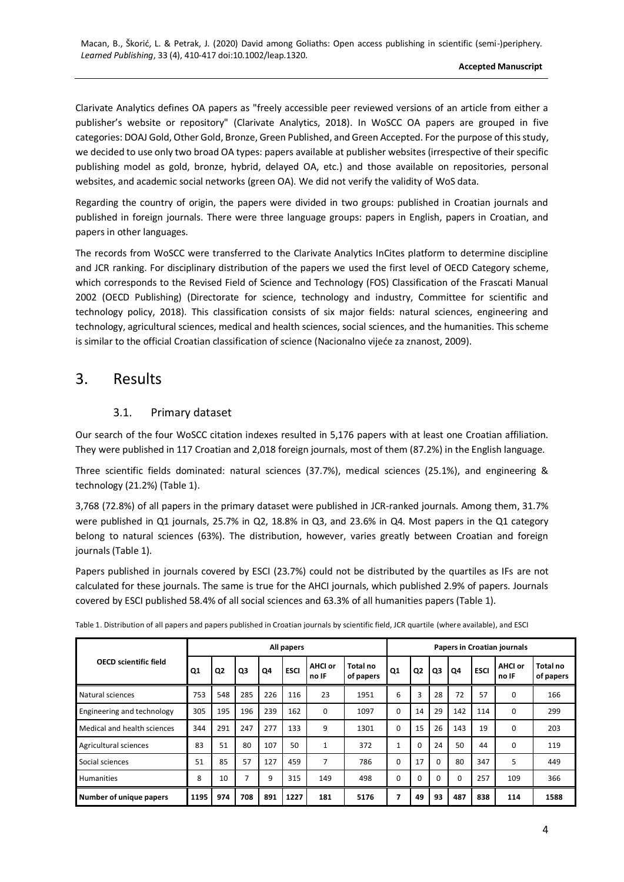Clarivate Analytics defines OA papers as "freely accessible peer reviewed versions of an article from either a publisher's website or repository" (Clarivate Analytics, 2018). In WoSCC OA papers are grouped in five categories: DOAJ Gold, Other Gold, Bronze, Green Published, and Green Accepted. For the purpose of this study, we decided to use only two broad OA types: papers available at publisher websites (irrespective of their specific publishing model as gold, bronze, hybrid, delayed OA, etc.) and those available on repositories, personal websites, and academic social networks (green OA). We did not verify the validity of WoS data.

Regarding the country of origin, the papers were divided in two groups: published in Croatian journals and published in foreign journals. There were three language groups: papers in English, papers in Croatian, and papers in other languages.

The records from WoSCC were transferred to the Clarivate Analytics InCites platform to determine discipline and JCR ranking. For disciplinary distribution of the papers we used the first level of OECD Category scheme, which corresponds to the Revised Field of Science and Technology (FOS) Classification of the Frascati Manual 2002 (OECD Publishing) (Directorate for science, technology and industry, Committee for scientific and technology policy, 2018). This classification consists of six major fields: natural sciences, engineering and technology, agricultural sciences, medical and health sciences, social sciences, and the humanities. This scheme is similar to the official Croatian classification of science (Nacionalno vijeće za znanost, 2009).

# 3. Results

## 3.1. Primary dataset

Our search of the four WoSCC citation indexes resulted in 5,176 papers with at least one Croatian affiliation. They were published in 117 Croatian and 2,018 foreign journals, most of them (87.2%) in the English language.

Three scientific fields dominated: natural sciences (37.7%), medical sciences (25.1%), and engineering & technology (21.2%) (Table 1).

3,768 (72.8%) of all papers in the primary dataset were published in JCR-ranked journals. Among them, 31.7% were published in Q1 journals, 25.7% in Q2, 18.8% in Q3, and 23.6% in Q4. Most papers in the Q1 category belong to natural sciences (63%). The distribution, however, varies greatly between Croatian and foreign journals (Table 1).

Papers published in journals covered by ESCI (23.7%) could not be distributed by the quartiles as IFs are not calculated for these journals. The same is true for the AHCI journals, which published 2.9% of papers. Journals covered by ESCI published 58.4% of all social sciences and 63.3% of all humanities papers (Table 1).

Table 1. Distribution of all papers and papers published in Croatian journals by scientific field, JCR quartile (where available), and ESCI

| OECD scientific field | All papers | | | | | | | Papers in Croatian journals | | | | | | |
|---|---|---|---|---|---|---|---|---|---|---|---|---|---|---|
| | Q1 | Q2 | Q3 | Q4 | ESCI | AHCI or no IF | Total no of papers | Q1 | Q2 | Q3 | Q4 | ESCI | AHCI or no IF | Total no of papers |
| Natural sciences | 753 | 548 | 285 | 226 | 116 | 23 | 1951 | 6 | 3 | 28 | 72 | 57 | 0 | 166 |
| Engineering and technology | 305 | 195 | 196 | 239 | 162 | 0 | 1097 | 0 | 14 | 29 | 142 | 114 | 0 | 299 |
| Medical and health sciences | 344 | 291 | 247 | 277 | 133 | 9 | 1301 | 0 | 15 | 26 | 143 | 19 | 0 | 203 |
| Agricultural sciences | 83 | 51 | 80 | 107 | 50 | 1 | 372 | 1 | 0 | 24 | 50 | 44 | 0 | 119 |
| Social sciences | 51 | 85 | 57 | 127 | 459 | 7 | 786 | 0 | 17 | 0 | 80 | 347 | 5 | 449 |
| Humanities | 8 | 10 | 7 | 9 | 315 | 149 | 498 | 0 | 0 | 0 | 0 | 257 | 109 | 366 |
| **Number of unique papers** | **1195** | **974** | **708** | **891** | **1227** | **181** | **5176** | **7** | **49** | **93** | **487** | **838** | **114** | **1588** |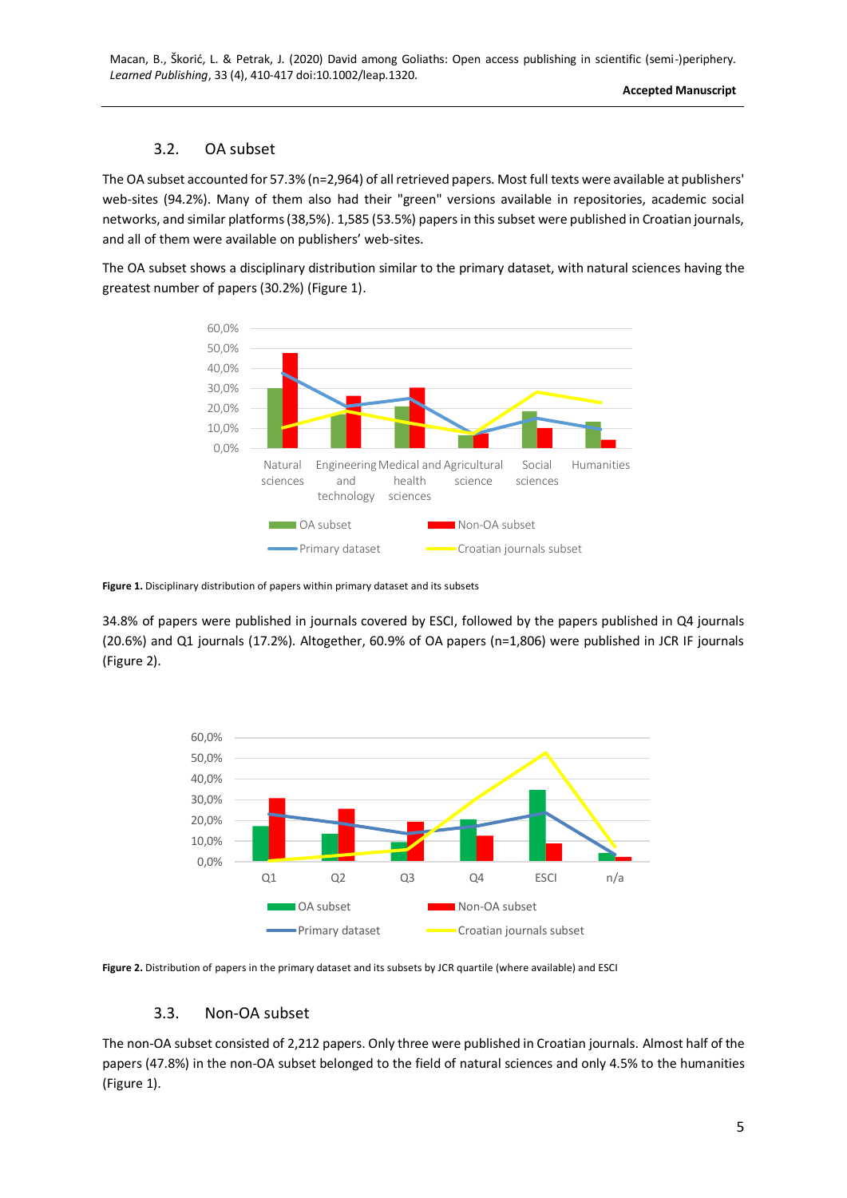### 3.2. OA subset

The OA subset accounted for 57.3% (n=2,964) of all retrieved papers. Most full texts were available at publishers' web-sites (94.2%). Many of them also had their "green" versions available in repositories, academic social networks, and similar platforms (38,5%). 1,585 (53.5%) papers in this subset were published in Croatian journals, and all of them were available on publishers' web-sites.

The OA subset shows a disciplinary distribution similar to the primary dataset, with natural sciences having the greatest number of papers (30.2%) (Figure 1).

**Figure 1.** Disciplinary distribution of papers within primary dataset and its subsets

34.8% of papers were published in journals covered by ESCI, followed by the papers published in Q4 journals (20.6%) and Q1 journals (17.2%). Altogether, 60.9% of OA papers (n=1,806) were published in JCR IF journals (Figure 2).

**Figure 2.** Distribution of papers in the primary dataset and its subsets by JCR quartile (where available) and ESCI

### 3.3. Non-OA subset

The non-OA subset consisted of 2,212 papers. Only three were published in Croatian journals. Almost half of the papers (47.8%) in the non-OA subset belonged to the field of natural sciences and only 4.5% to the humanities (Figure 1).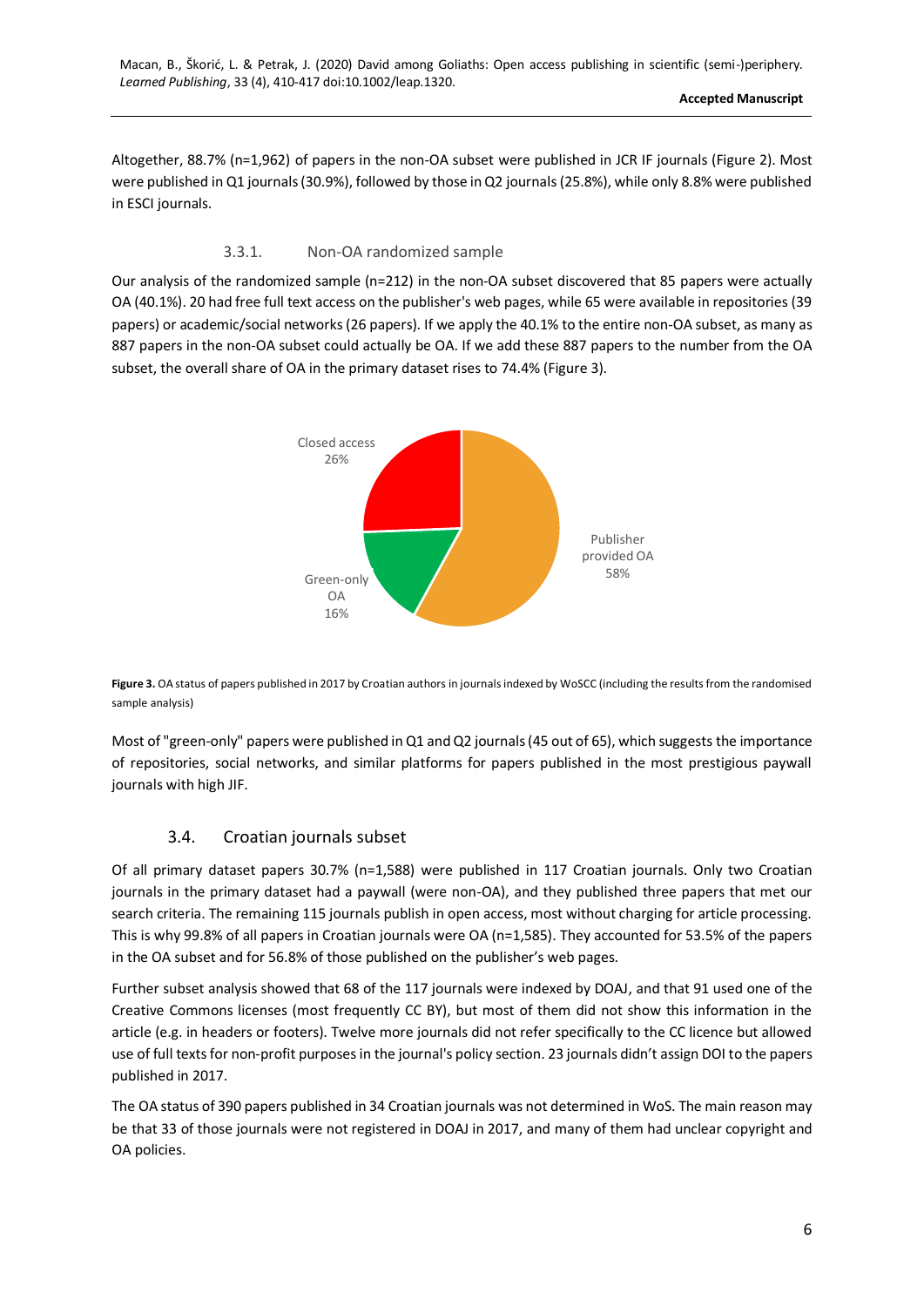Altogether, 88.7% (n=1,962) of papers in the non-OA subset were published in JCR IF journals (Figure 2). Most were published in Q1 journals (30.9%), followed by those in Q2 journals (25.8%), while only 8.8% were published in ESCI journals.

#### 3.3.1. Non-OA randomized sample

Our analysis of the randomized sample (n=212) in the non-OA subset discovered that 85 papers were actually OA (40.1%). 20 had free full text access on the publisher's web pages, while 65 were available in repositories (39 papers) or academic/social networks (26 papers). If we apply the 40.1% to the entire non-OA subset, as many as 887 papers in the non-OA subset could actually be OA. If we add these 887 papers to the number from the OA subset, the overall share of OA in the primary dataset rises to 74.4% (Figure 3).

**Figure 3.** OA status of papers published in 2017 by Croatian authors in journals indexed by WoSCC (including the results from the randomised sample analysis)

Most of "green-only" papers were published in Q1 and Q2 journals (45 out of 65), which suggests the importance of repositories, social networks, and similar platforms for papers published in the most prestigious paywall journals with high JIF.

### 3.4. Croatian journals subset

Of all primary dataset papers 30.7% (n=1,588) were published in 117 Croatian journals. Only two Croatian journals in the primary dataset had a paywall (were non-OA), and they published three papers that met our search criteria. The remaining 115 journals publish in open access, most without charging for article processing. This is why 99.8% of all papers in Croatian journals were OA (n=1,585). They accounted for 53.5% of the papers in the OA subset and for 56.8% of those published on the publisher's web pages.

Further subset analysis showed that 68 of the 117 journals were indexed by DOAJ, and that 91 used one of the Creative Commons licenses (most frequently CC BY), but most of them did not show this information in the article (e.g. in headers or footers). Twelve more journals did not refer specifically to the CC licence but allowed use of full texts for non-profit purposes in the journal's policy section. 23 journals didn't assign DOI to the papers published in 2017.

The OA status of 390 papers published in 34 Croatian journals was not determined in WoS. The main reason may be that 33 of those journals were not registered in DOAJ in 2017, and many of them had unclear copyright and OA policies.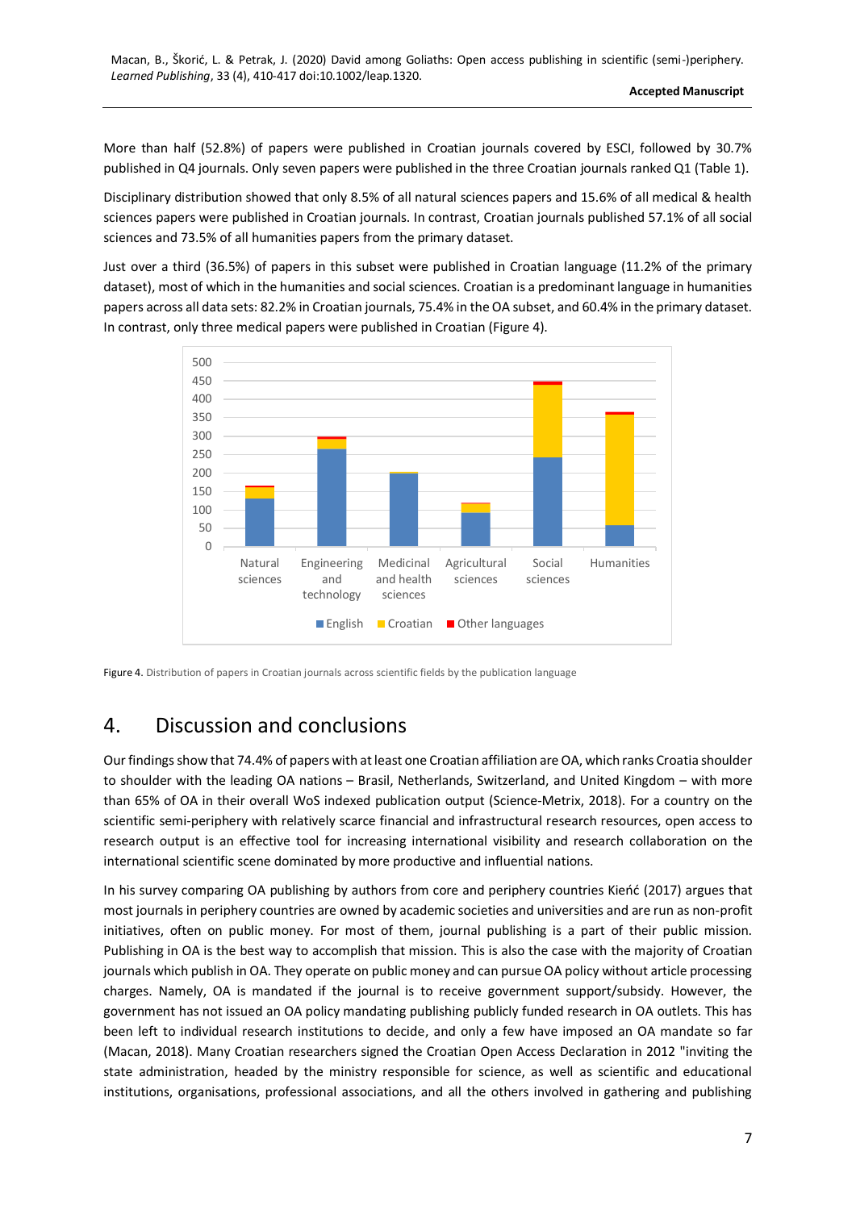More than half (52.8%) of papers were published in Croatian journals covered by ESCI, followed by 30.7% published in Q4 journals. Only seven papers were published in the three Croatian journals ranked Q1 (Table 1).

Disciplinary distribution showed that only 8.5% of all natural sciences papers and 15.6% of all medical & health sciences papers were published in Croatian journals. In contrast, Croatian journals published 57.1% of all social sciences and 73.5% of all humanities papers from the primary dataset.

Just over a third (36.5%) of papers in this subset were published in Croatian language (11.2% of the primary dataset), most of which in the humanities and social sciences. Croatian is a predominant language in humanities papers across all data sets: 82.2% in Croatian journals, 75.4% in the OA subset, and 60.4% in the primary dataset. In contrast, only three medical papers were published in Croatian (Figure 4).

Figure 4. Distribution of papers in Croatian journals across scientific fields by the publication language

## 4. Discussion and conclusions

Our findings show that 74.4% of papers with at least one Croatian affiliation are OA, which ranks Croatia shoulder to shoulder with the leading OA nations – Brasil, Netherlands, Switzerland, and United Kingdom – with more than 65% of OA in their overall WoS indexed publication output (Science-Metrix, 2018). For a country on the scientific semi-periphery with relatively scarce financial and infrastructural research resources, open access to research output is an effective tool for increasing international visibility and research collaboration on the international scientific scene dominated by more productive and influential nations.

In his survey comparing OA publishing by authors from core and periphery countries Kieńć (2017) argues that most journals in periphery countries are owned by academic societies and universities and are run as non-profit initiatives, often on public money. For most of them, journal publishing is a part of their public mission. Publishing in OA is the best way to accomplish that mission. This is also the case with the majority of Croatian journals which publish in OA. They operate on public money and can pursue OA policy without article processing charges. Namely, OA is mandated if the journal is to receive government support/subsidy. However, the government has not issued an OA policy mandating publishing publicly funded research in OA outlets. This has been left to individual research institutions to decide, and only a few have imposed an OA mandate so far (Macan, 2018). Many Croatian researchers signed the Croatian Open Access Declaration in 2012 "inviting the state administration, headed by the ministry responsible for science, as well as scientific and educational institutions, organisations, professional associations, and all the others involved in gathering and publishing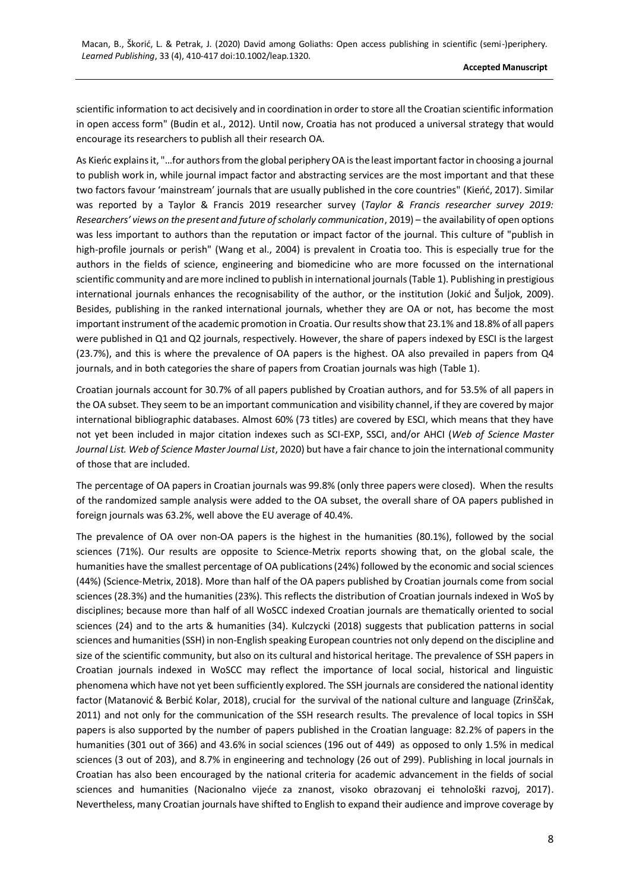scientific information to act decisively and in coordination in order to store all the Croatian scientific information in open access form" (Budin et al., 2012). Until now, Croatia has not produced a universal strategy that would encourage its researchers to publish all their research OA.

As Kieńc explains it, "…for authors from the global periphery OA is the least important factor in choosing a journal to publish work in, while journal impact factor and abstracting services are the most important and that these two factors favour 'mainstream' journals that are usually published in the core countries" (Kieńć, 2017). Similar was reported by a Taylor & Francis 2019 researcher survey (*Taylor & Francis researcher survey 2019: Researchers' views on the present and future of scholarly communication*, 2019) – the availability of open options was less important to authors than the reputation or impact factor of the journal. This culture of "publish in high-profile journals or perish" (Wang et al., 2004) is prevalent in Croatia too. This is especially true for the authors in the fields of science, engineering and biomedicine who are more focussed on the international scientific community and are more inclined to publish in international journals (Table 1). Publishing in prestigious international journals enhances the recognisability of the author, or the institution (Jokić and Šuljok, 2009). Besides, publishing in the ranked international journals, whether they are OA or not, has become the most important instrument of the academic promotion in Croatia. Our results show that 23.1% and 18.8% of all papers were published in Q1 and Q2 journals, respectively. However, the share of papers indexed by ESCI is the largest (23.7%), and this is where the prevalence of OA papers is the highest. OA also prevailed in papers from Q4 journals, and in both categories the share of papers from Croatian journals was high (Table 1).

Croatian journals account for 30.7% of all papers published by Croatian authors, and for 53.5% of all papers in the OA subset. They seem to be an important communication and visibility channel, if they are covered by major international bibliographic databases. Almost 60% (73 titles) are covered by ESCI, which means that they have not yet been included in major citation indexes such as SCI-EXP, SSCI, and/or AHCI (*Web of Science Master Journal List. Web of Science Master Journal List*, 2020) but have a fair chance to join the international community of those that are included.

The percentage of OA papers in Croatian journals was 99.8% (only three papers were closed). When the results of the randomized sample analysis were added to the OA subset, the overall share of OA papers published in foreign journals was 63.2%, well above the EU average of 40.4%.

The prevalence of OA over non-OA papers is the highest in the humanities (80.1%), followed by the social sciences (71%). Our results are opposite to Science-Metrix reports showing that, on the global scale, the humanities have the smallest percentage of OA publications (24%) followed by the economic and social sciences (44%) (Science-Metrix, 2018). More than half of the OA papers published by Croatian journals come from social sciences (28.3%) and the humanities (23%). This reflects the distribution of Croatian journals indexed in WoS by disciplines; because more than half of all WoSCC indexed Croatian journals are thematically oriented to social sciences (24) and to the arts & humanities (34). Kulczycki (2018) suggests that publication patterns in social sciences and humanities (SSH) in non-English speaking European countries not only depend on the discipline and size of the scientific community, but also on its cultural and historical heritage. The prevalence of SSH papers in Croatian journals indexed in WoSCC may reflect the importance of local social, historical and linguistic phenomena which have not yet been sufficiently explored. The SSH journals are considered the national identity factor (Matanović & Berbić Kolar, 2018), crucial for the survival of the national culture and language (Zrinščak, 2011) and not only for the communication of the SSH research results. The prevalence of local topics in SSH papers is also supported by the number of papers published in the Croatian language: 82.2% of papers in the humanities (301 out of 366) and 43.6% in social sciences (196 out of 449) as opposed to only 1.5% in medical sciences (3 out of 203), and 8.7% in engineering and technology (26 out of 299). Publishing in local journals in Croatian has also been encouraged by the national criteria for academic advancement in the fields of social sciences and humanities (Nacionalno vijeće za znanost, visoko obrazovanj ei tehnološki razvoj, 2017). Nevertheless, many Croatian journals have shifted to English to expand their audience and improve coverage by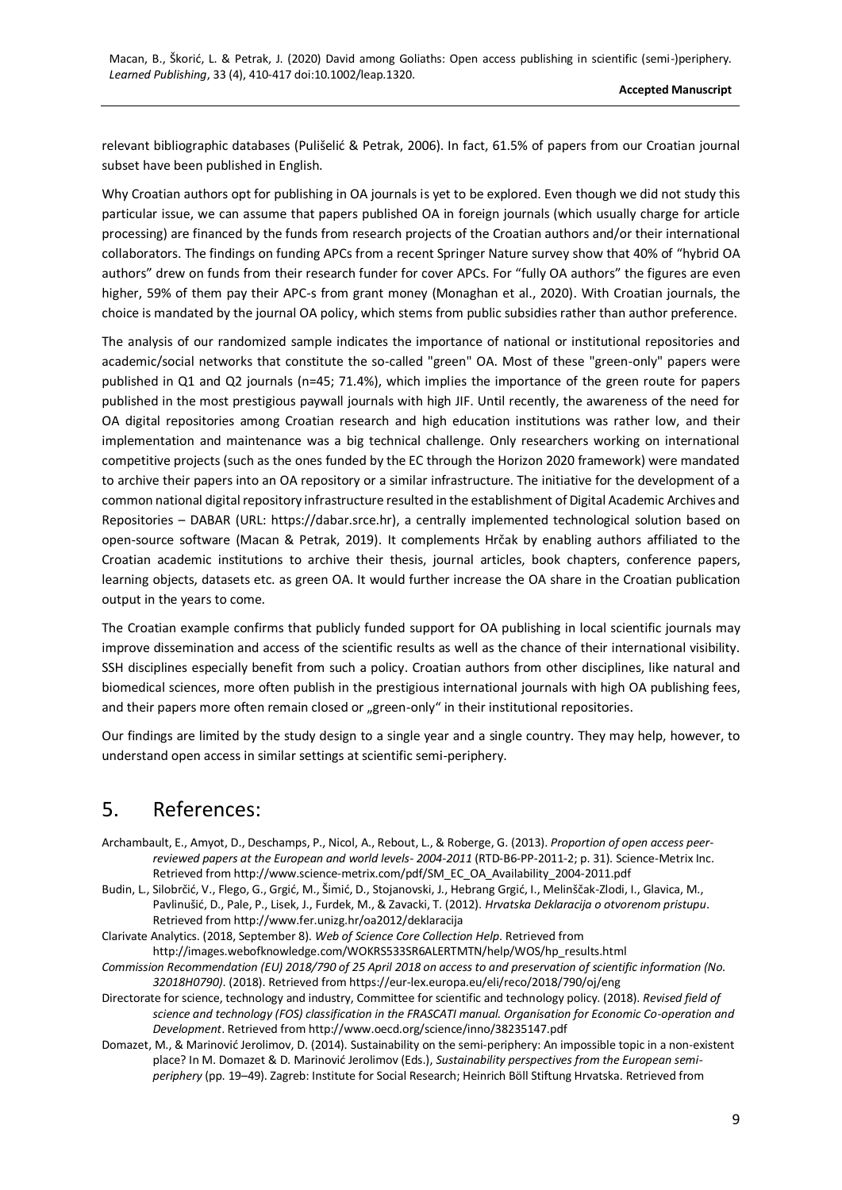relevant bibliographic databases (Purišelić & Petrak, 2006). In fact, 61.5% of papers from our Croatian journal subset have been published in English.

Why Croatian authors opt for publishing in OA journals is yet to be explored. Even though we did not study this particular issue, we can assume that papers published OA in foreign journals (which usually charge for article processing) are financed by the funds from research projects of the Croatian authors and/or their international collaborators. The findings on funding APCs from a recent Springer Nature survey show that 40% of "hybrid OA authors" drew on funds from their research funder for cover APCs. For "fully OA authors" the figures are even higher, 59% of them pay their APC-s from grant money (Monaghan et al., 2020). With Croatian journals, the choice is mandated by the journal OA policy, which stems from public subsidies rather than author preference.

The analysis of our randomized sample indicates the importance of national or institutional repositories and academic/social networks that constitute the so-called "green" OA. Most of these "green-only" papers were published in Q1 and Q2 journals (n=45; 71.4%), which implies the importance of the green route for papers published in the most prestigious paywall journals with high JIF. Until recently, the awareness of the need for OA digital repositories among Croatian research and high education institutions was rather low, and their implementation and maintenance was a big technical challenge. Only researchers working on international competitive projects (such as the ones funded by the EC through the Horizon 2020 framework) were mandated to archive their papers into an OA repository or a similar infrastructure. The initiative for the development of a common national digital repository infrastructure resulted in the establishment of Digital Academic Archives and Repositories – DABAR (URL: https://dabar.srce.hr), a centrally implemented technological solution based on open-source software (Macan & Petrak, 2019). It complements Hrčak by enabling authors affiliated to the Croatian academic institutions to archive their thesis, journal articles, book chapters, conference papers, learning objects, datasets etc. as green OA. It would further increase the OA share in the Croatian publication output in the years to come.

The Croatian example confirms that publicly funded support for OA publishing in local scientific journals may improve dissemination and access of the scientific results as well as the chance of their international visibility. SSH disciplines especially benefit from such a policy. Croatian authors from other disciplines, like natural and biomedical sciences, more often publish in the prestigious international journals with high OA publishing fees, and their papers more often remain closed or „green-only" in their institutional repositories.

Our findings are limited by the study design to a single year and a single country. They may help, however, to understand open access in similar settings at scientific semi-periphery.

# 5. References:

Archambault, E., Amyot, D., Deschamps, P., Nicol, A., Rebout, L., & Roberge, G. (2013). *Proportion of open access peer-reviewed papers at the European and world levels- 2004-2011* (RTD-B6-PP-2011-2; p. 31). Science-Metrix Inc. Retrieved from http://www.science-metrix.com/pdf/SM_EC_OA_Availability_2004-2011.pdf

Budin, L., Silobrčić, V., Flego, G., Grgić, M., Šimić, D., Stojanovski, J., Hebrang Grgić, I., Melinščak-Zlodi, I., Glavica, M., Pavlinušić, D., Pale, P., Lisek, J., Furdek, M., & Zavacki, T. (2012). *Hrvatska Deklaracija o otvorenom pristupu*. Retrieved from http://www.fer.unizg.hr/oa2012/deklaracija

Clarivate Analytics. (2018, September 8). *Web of Science Core Collection Help*. Retrieved from http://images.webofknowledge.com/WOKRS533SR6ALERTMTN/help/WOS/hp_results.html

*Commission Recommendation (EU) 2018/790 of 25 April 2018 on access to and preservation of scientific information (No. 32018H0790)*. (2018). Retrieved from https://eur-lex.europa.eu/eli/reco/2018/790/oj/eng

Directorate for science, technology and industry, Committee for scientific and technology policy. (2018). *Revised field of science and technology (FOS) classification in the FRASCATI manual. Organisation for Economic Co-operation and Development*. Retrieved from http://www.oecd.org/science/inno/38235147.pdf

Domazet, M., & Marinović Jerolimov, D. (2014). Sustainability on the semi-periphery: An impossible topic in a non-existent place? In M. Domazet & D. Marinović Jerolimov (Eds.), *Sustainability perspectives from the European semi-periphery* (pp. 19–49). Zagreb: Institute for Social Research; Heinrich Böll Stiftung Hrvatska. Retrieved from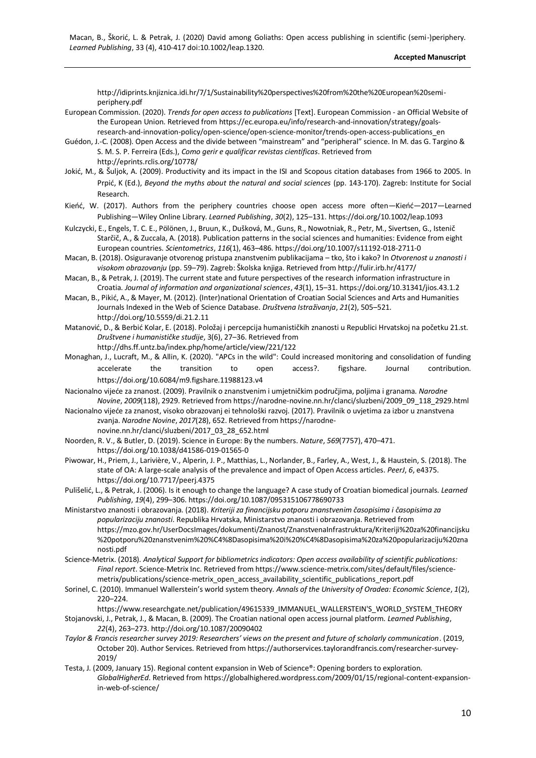http://idiprints.knjiznica.idi.hr/7/1/Sustainability%20perspectives%20from%20the%20European%20semi-periphery.pdf

European Commission. (2020). *Trends for open access to publications* [Text]. European Commission - an Official Website of the European Union. Retrieved from https://ec.europa.eu/info/research-and-innovation/strategy/goals-research-and-innovation-policy/open-science/open-science-monitor/trends-open-access-publications_en

Guédon, J.-C. (2008). Open Access and the divide between "mainstream" and "peripheral" science. In M. das G. Targino & S. M. S. P. Ferreira (Eds.), *Como gerir e qualificar revistas científicas*. Retrieved from http://eprints.rclis.org/10778/

Jokić, M., & Šuljok, A. (2009). Productivity and its impact in the ISI and Scopous citation databases from 1966 to 2005. In Prpić, K (Ed.), *Beyond the myths about the natural and social sciences* (pp. 143-170). Zagreb: Institute for Social Research.

Kieńć, W. (2017). Authors from the periphery countries choose open access more often—Kieńć—2017—Learned Publishing—Wiley Online Library. *Learned Publishing*, *30*(2), 125–131. https://doi.org/10.1002/leap.1093

Kulczycki, E., Engels, T. C. E., Pölönen, J., Bruun, K., Dušková, M., Guns, R., Nowotniak, R., Petr, M., Sivertsen, G., Istenič Starčič, A., & Zuccala, A. (2018). Publication patterns in the social sciences and humanities: Evidence from eight European countries. *Scientometrics*, *116*(1), 463–486. https://doi.org/10.1007/s11192-018-2711-0

Macan, B. (2018). Osiguravanje otvorenog pristupa znanstvenim publikacijama – tko, što i kako? In *Otvorenost u znanosti i visokom obrazovanju* (pp. 59–79). Zagreb: Školska knjiga. Retrieved from http://fulir.irb.hr/4177/

Macan, B., & Petrak, J. (2019). The current state and future perspectives of the research information infrastructure in Croatia. *Journal of information and organizational sciences*, *43*(1), 15–31. https://doi.org/10.31341/jios.43.1.2

Macan, B., Pikić, A., & Mayer, M. (2012). (Inter)national Orientation of Croatian Social Sciences and Arts and Humanities Journals Indexed in the Web of Science Database. *Društvena Istraživanja*, *21*(2), 505–521. http://doi.org/10.5559/di.21.2.11

Matanović, D., & Berbić Kolar, E. (2018). Položaj i percepcija humanističkih znanosti u Republici Hrvatskoj na početku 21.st. *Društvene i humanističke studije*, 3(6), 27–36. Retrieved from http://dhs.ff.untz.ba/index.php/home/article/view/221/122

Monaghan, J., Lucraft, M., & Allin, K. (2020). "APCs in the wild": Could increased monitoring and consolidation of funding accelerate the transition to open access?. figshare. Journal contribution. https://doi.org/10.6084/m9.figshare.11988123.v4

Nacionalno vijeće za znanost. (2009). Pravilnik o znanstvenim i umjetničkim područjima, poljima i granama. *Narodne Novine*, *2009*(118), 2929. Retrieved from https://narodne-novine.nn.hr/clanci/sluzbeni/2009_09_118_2929.html

Nacionalno vijeće za znanost, visoko obrazovanj ei tehnološki razvoj. (2017). Pravilnik o uvjetima za izbor u znanstvena zvanja. *Narodne Novine*, *2017*(28), 652. Retrieved from https://narodne-novine.nn.hr/clanci/sluzbeni/2017_03_28_652.html

Noorden, R. V., & Butler, D. (2019). Science in Europe: By the numbers. *Nature*, *569*(7757), 470–471. https://doi.org/10.1038/d41586-019-01565-0

Piwowar, H., Priem, J., Larivière, V., Alperin, J. P., Matthias, L., Norlander, B., Farley, A., West, J., & Haustein, S. (2018). The state of OA: A large-scale analysis of the prevalence and impact of Open Access articles. *PeerJ*, *6*, e4375. https://doi.org/10.7717/peerj.4375

Pulišelić, L., & Petrak, J. (2006). Is it enough to change the language? A case study of Croatian biomedical journals. *Learned Publishing*, *19*(4), 299–306. https://doi.org/10.1087/095315106778690733

Ministarstvo znanosti i obrazovanja. (2018). *Kriteriji za financijsku potporu znanstvenim časopisima i časopisima za popularizaciju znanosti.* Republika Hrvatska, Ministarstvo znanosti i obrazovanja. Retrieved from https://mzo.gov.hr/UserDocsImages/dokumenti/Znanost/ZnanstvenaInfrastruktura/Kriteriji%20za%20financijsku%20potporu%20znanstvenim%20%C4%8Dasopisima%20i%20%C4%8Dasopisima%20za%20popularizaciju%20znanosti.pdf

Science-Metrix. (2018). *Analytical Support for bibliometrics indicators: Open access availability of scientific publications: Final report*. Science-Metrix Inc. Retrieved from https://www.science-metrix.com/sites/default/files/science-metrix/publications/science-metrix_open_access_availability_scientific_publications_report.pdf

Sorinel, C. (2010). Immanuel Wallerstein's world system theory. *Annals of the University of Oradea: Economic Science*, *1*(2), 220–224. https://www.researchgate.net/publication/49615339_IMMANUEL_WALLERSTEIN'S_WORLD_SYSTEM_THEORY

Stojanovski, J., Petrak, J., & Macan, B. (2009). The Croatian national open access journal platform. *Learned Publishing*, *22*(4), 263–273. http://doi.org/10.1087/20090402

*Taylor & Francis researcher survey 2019: Researchers' views on the present and future of scholarly communication*. (2019, October 20). Author Services. Retrieved from https://authorservices.taylorandfrancis.com/researcher-survey-2019/

Testa, J. (2009, January 15). Regional content expansion in Web of Science®: Opening borders to exploration. *GlobalHigherEd*. Retrieved from https://globalhighered.wordpress.com/2009/01/15/regional-content-expansion-in-web-of-science/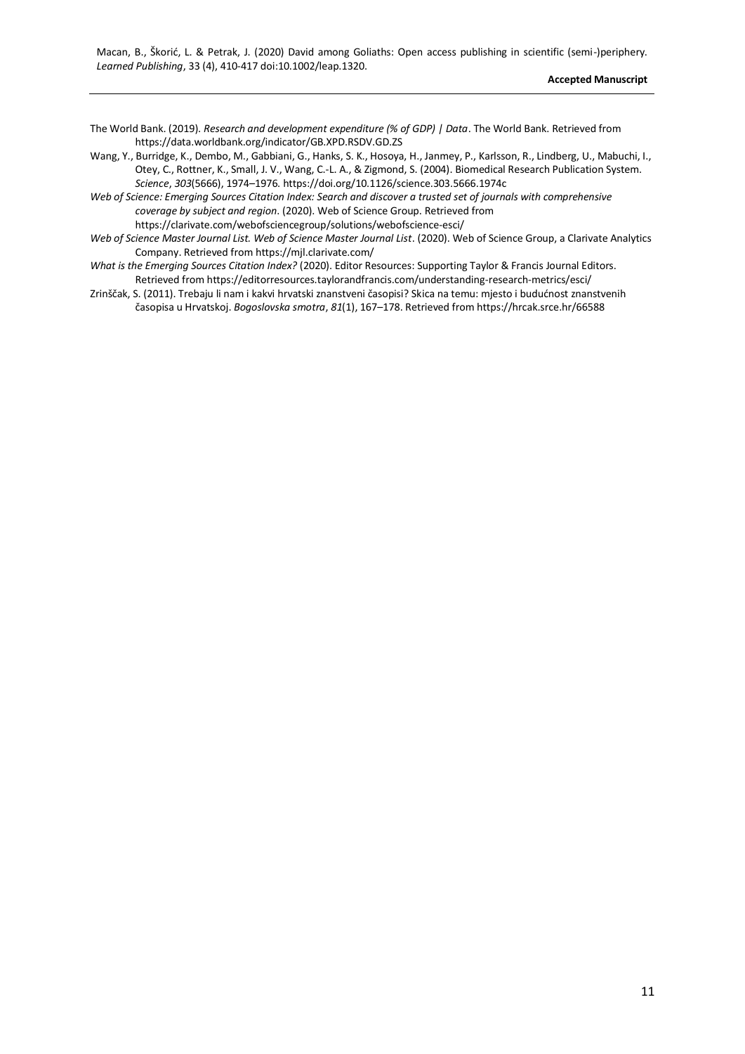The World Bank. (2019). *Research and development expenditure (% of GDP) | Data*. The World Bank. Retrieved from https://data.worldbank.org/indicator/GB.XPD.RSDV.GD.ZS

Wang, Y., Burridge, K., Dembo, M., Gabbiani, G., Hanks, S. K., Hosoya, H., Janmey, P., Karlsson, R., Lindberg, U., Mabuchi, I., Otey, C., Rottner, K., Small, J. V., Wang, C.-L. A., & Zigmond, S. (2004). Biomedical Research Publication System. *Science*, *303*(5666), 1974–1976. https://doi.org/10.1126/science.303.5666.1974c

*Web of Science: Emerging Sources Citation Index: Search and discover a trusted set of journals with comprehensive coverage by subject and region*. (2020). Web of Science Group. Retrieved from https://clarivate.com/webofsciencegroup/solutions/webofscience-esci/

*Web of Science Master Journal List. Web of Science Master Journal List*. (2020). Web of Science Group, a Clarivate Analytics Company. Retrieved from https://mjl.clarivate.com/

*What is the Emerging Sources Citation Index?* (2020). Editor Resources: Supporting Taylor & Francis Journal Editors. Retrieved from https://editorresources.taylorandfrancis.com/understanding-research-metrics/esci/

Zrinščak, S. (2011). Trebaju li nam i kakvi hrvatski znanstveni časopisi? Skica na temu: mjesto i budućnost znanstvenih časopisa u Hrvatskoj. *Bogoslovska smotra*, *81*(1), 167–178. Retrieved from https://hrcak.srce.hr/66588